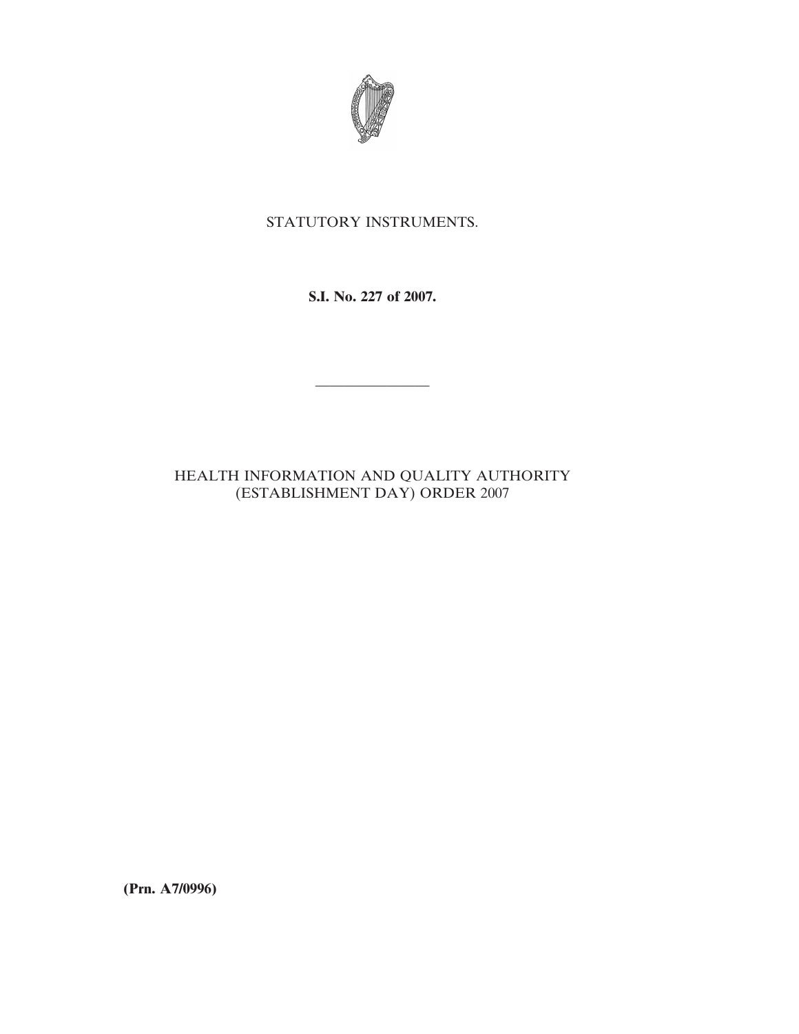STATUTORY INSTRUMENTS.

**S.I. No. 227 of 2007.**

---

HEALTH INFORMATION AND QUALITY AUTHORITY (ESTABLISHMENT DAY) ORDER 2007

**(Prn. A7/0996)**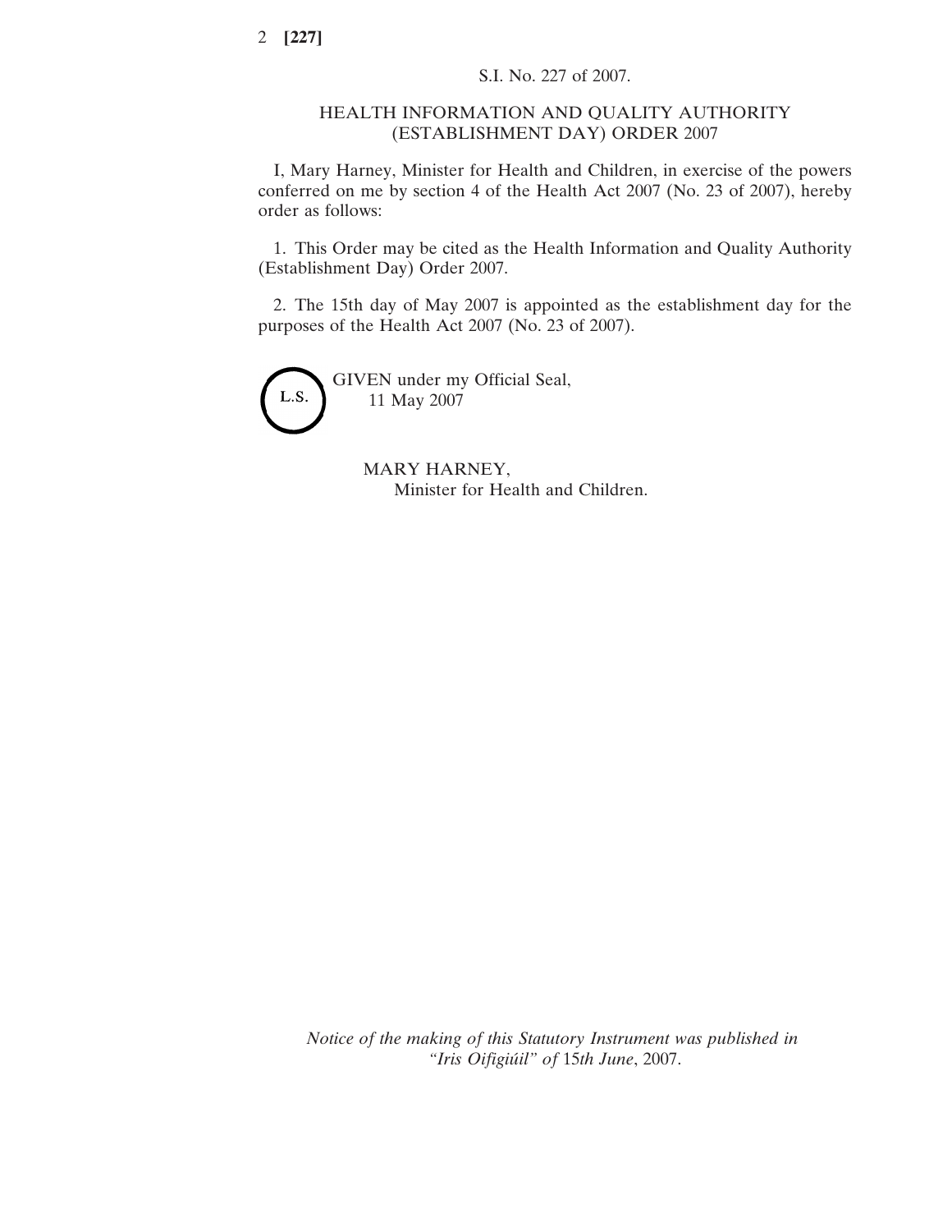S.I. No. 227 of 2007.

HEALTH INFORMATION AND QUALITY AUTHORITY (ESTABLISHMENT DAY) ORDER 2007

I, Mary Harney, Minister for Health and Children, in exercise of the powers conferred on me by section 4 of the Health Act 2007 (No. 23 of 2007), hereby order as follows:

1. This Order may be cited as the Health Information and Quality Authority (Establishment Day) Order 2007.

2. The 15th day of May 2007 is appointed as the establishment day for the purposes of the Health Act 2007 (No. 23 of 2007).

L.S.

GIVEN under my Official Seal,
11 May 2007

MARY HARNEY,
Minister for Health and Children.

*Notice of the making of this Statutory Instrument was published in "Iris Oifigiúil" of 15th June, 2007.*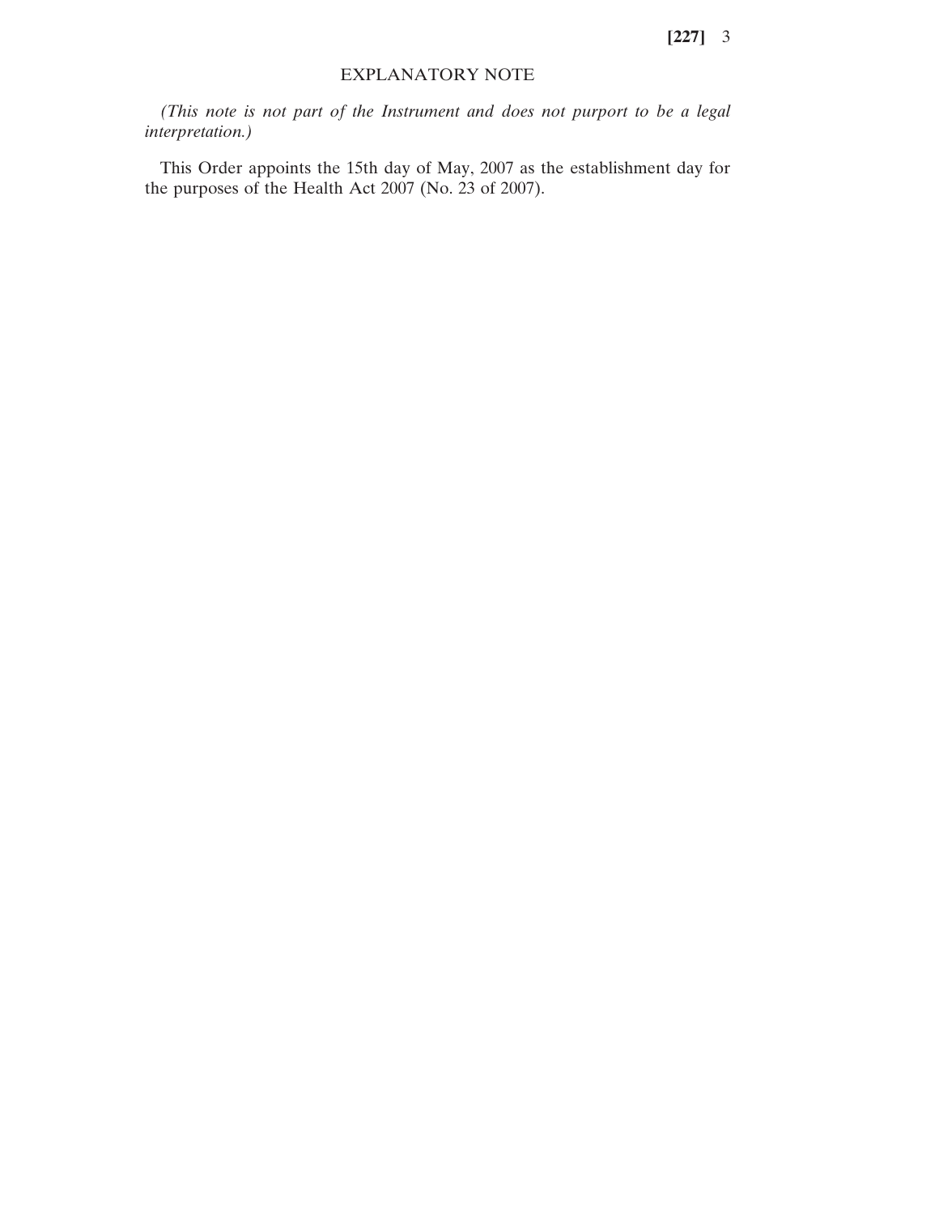## EXPLANATORY NOTE

*(This note is not part of the Instrument and does not purport to be a legal interpretation.)*

This Order appoints the 15th day of May, 2007 as the establishment day for the purposes of the Health Act 2007 (No. 23 of 2007).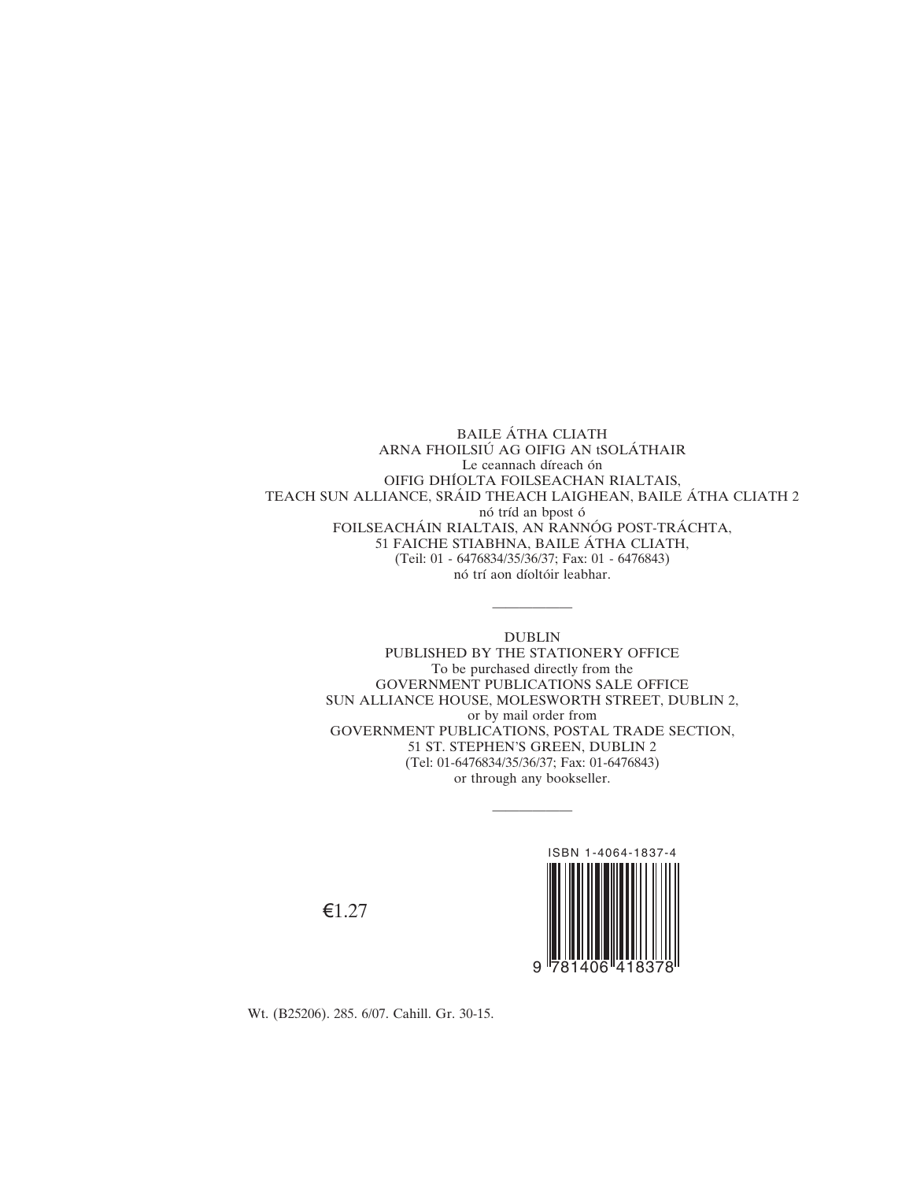BAILE ÁTHA CLIATH
ARNA FHOILSIÚ AG OIFIG AN tSOLÁTHAIR
Le ceannach díreach ón
OIFIG DHÍOLTA FOILSEACHAN RIALTAIS,
TEACH SUN ALLIANCE, SRÁID THEACH LAIGHEAN, BAILE ÁTHA CLIATH 2
nó tríd an bpost ó
FOILSEACHÁIN RIALTAIS, AN RANNÓG POST-TRÁCHTA,
51 FAICHE STIABHNA, BAILE ÁTHA CLIATH,
(Teil: 01 - 6476834/35/36/37; Fax: 01 - 6476843)
nó trí aon díoltóir leabhar.

---

DUBLIN
PUBLISHED BY THE STATIONERY OFFICE
To be purchased directly from the
GOVERNMENT PUBLICATIONS SALE OFFICE
SUN ALLIANCE HOUSE, MOLESWORTH STREET, DUBLIN 2,
or by mail order from
GOVERNMENT PUBLICATIONS, POSTAL TRADE SECTION,
51 ST. STEPHEN'S GREEN, DUBLIN 2
(Tel: 01-6476834/35/36/37; Fax: 01-6476843)
or through any bookseller.

---

ISBN 1-4064-1837-4

9 781406 418378

€1.27

Wt. (B25206). 285. 6/07. Cahill. Gr. 30-15.